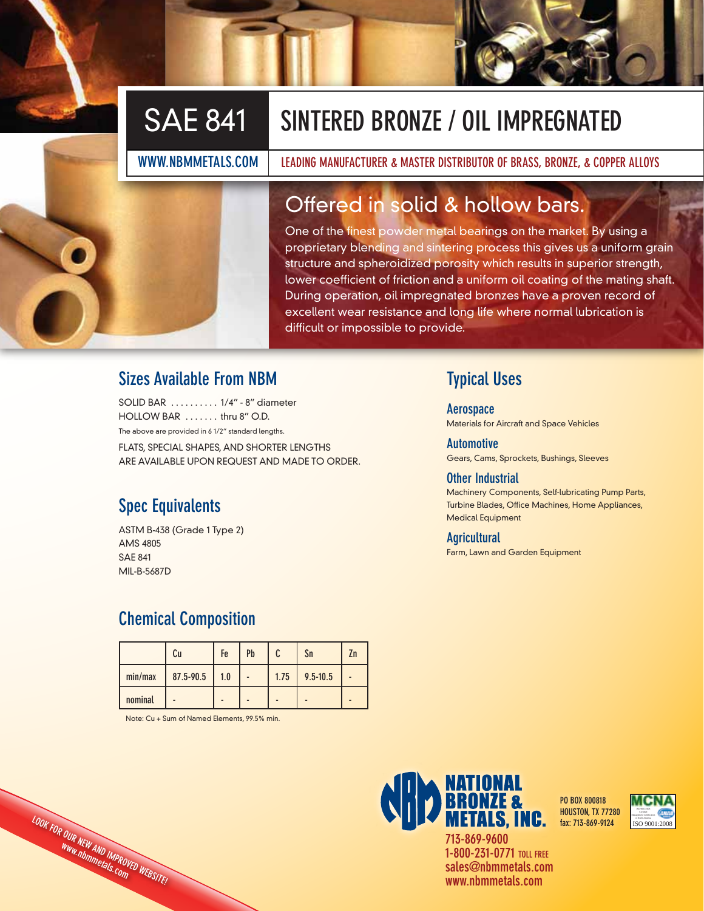# SAE 841 SINTERED BRONZE / OIL IMPREGNATED

WWW.NBMMETALS.COM

LEADING MANUFACTURER & MASTER DISTRIBUTOR OF BRASS, BRONZE, & COPPER ALLOYS

## Offered in solid & hollow bars.

One of the finest powder metal bearings on the market. By using a proprietary blending and sintering process this gives us a uniform grain structure and spheroidized porosity which results in superior strength, lower coefficient of friction and a uniform oil coating of the mating shaft. During operation, oil impregnated bronzes have a proven record of excellent wear resistance and long life where normal lubrication is difficult or impossible to provide.

## Sizes Available From NBM

SOLID BAR .......... 1/4" - 8" diameter
HOLLOW BAR ....... thru 8" O.D.

The above are provided in 6 1/2" standard lengths.

FLATS, SPECIAL SHAPES, AND SHORTER LENGTHS ARE AVAILABLE UPON REQUEST AND MADE TO ORDER.

## Spec Equivalents

ASTM B-438 (Grade 1 Type 2)
AMS 4805
SAE 841
MIL-B-5687D

## Chemical Composition

| | Cu | Fe | Pb | C | Sn | Zn |
|---|---|---|---|---|---|---|
| min/max | 87.5-90.5 | 1.0 | - | 1.75 | 9.5-10.5 | - |
| nominal | - | - | - | - | - | - |

Note: Cu + Sum of Named Elements, 99.5% min.

## Typical Uses

### Aerospace
Materials for Aircraft and Space Vehicles

### Automotive
Gears, Cams, Sprockets, Bushings, Sleeves

### Other Industrial
Machinery Components, Self-lubricating Pump Parts, Turbine Blades, Office Machines, Home Appliances, Medical Equipment

### Agricultural
Farm, Lawn and Garden Equipment

LOOK FOR OUR NEW AND IMPROVED WEBSITE! www.nbmmetals.com

NATIONAL BRONZE & METALS, INC.
713-869-9600
1-800-231-0771 TOLL FREE
sales@nbmmetals.com
www.nbmmetals.com

PO BOX 800818
HOUSTON, TX 77280
fax: 713-869-9124

MCNA ISO 9001:2008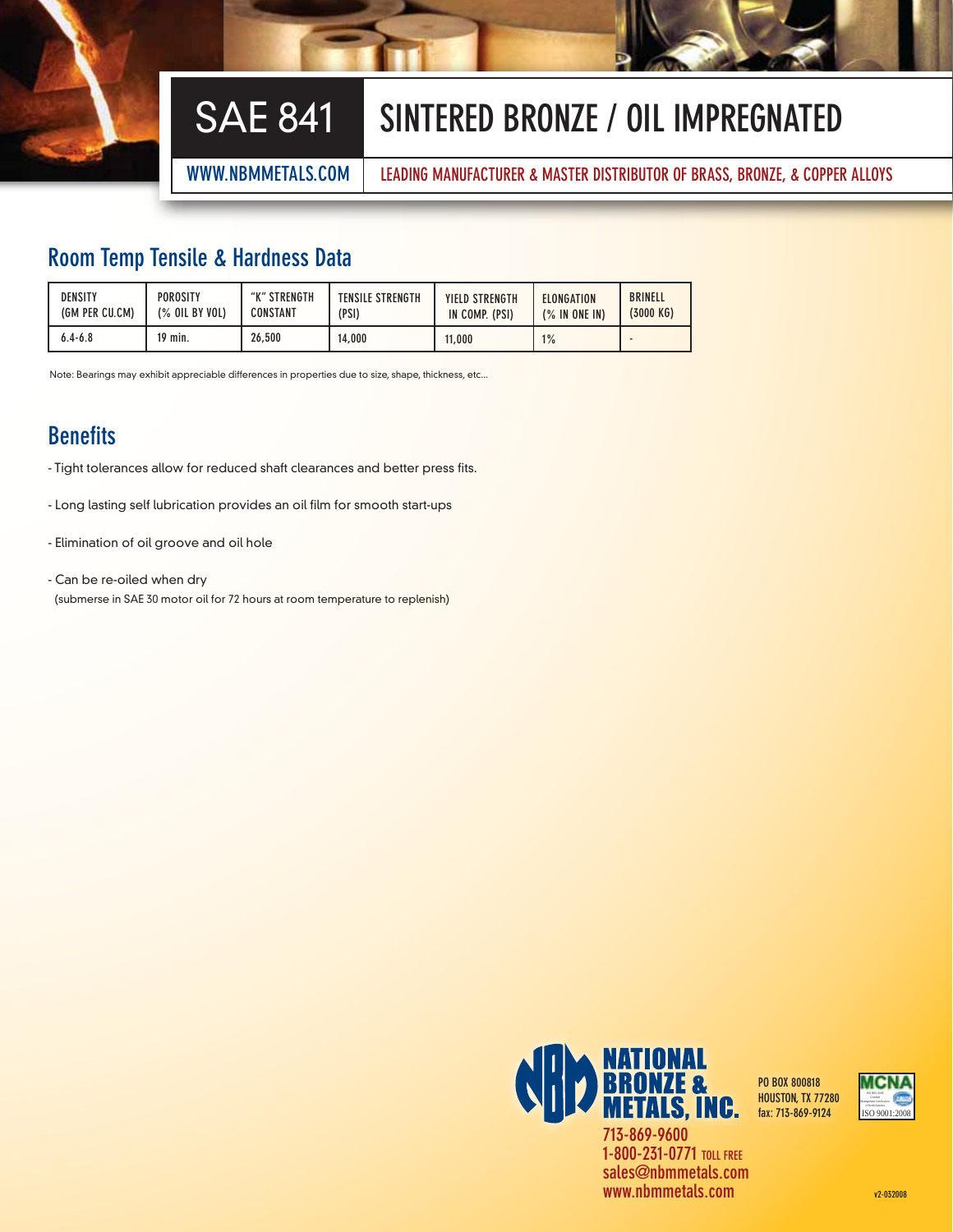# SAE 841 SINTERED BRONZE / OIL IMPREGNATED

WWW.NBMMETALS.COM | LEADING MANUFACTURER & MASTER DISTRIBUTOR OF BRASS, BRONZE, & COPPER ALLOYS

## Room Temp Tensile & Hardness Data

| DENSITY (GM PER CU.CM) | POROSITY (% OIL BY VOL) | "K" STRENGTH CONSTANT | TENSILE STRENGTH (PSI) | YIELD STRENGTH IN COMP. (PSI) | ELONGATION (% IN ONE IN) | BRINELL (3000 KG) |
|---|---|---|---|---|---|---|
| 6.4-6.8 | 19 min. | 26,500 | 14,000 | 11,000 | 1% | - |

Note: Bearings may exhibit appreciable differences in properties due to size, shape, thickness, etc...

## Benefits

- Tight tolerances allow for reduced shaft clearances and better press fits.
- Long lasting self lubrication provides an oil film for smooth start-ups
- Elimination of oil groove and oil hole
- Can be re-oiled when dry
  (submerse in SAE 30 motor oil for 72 hours at room temperature to replenish)

NATIONAL BRONZE & METALS, INC.

713-869-9600
1-800-231-0771 TOLL FREE
sales@nbmmetals.com
www.nbmmetals.com

PO BOX 800818
HOUSTON, TX 77280
fax: 713-869-9124

MCNA ISO 9001:2008

v2-032008